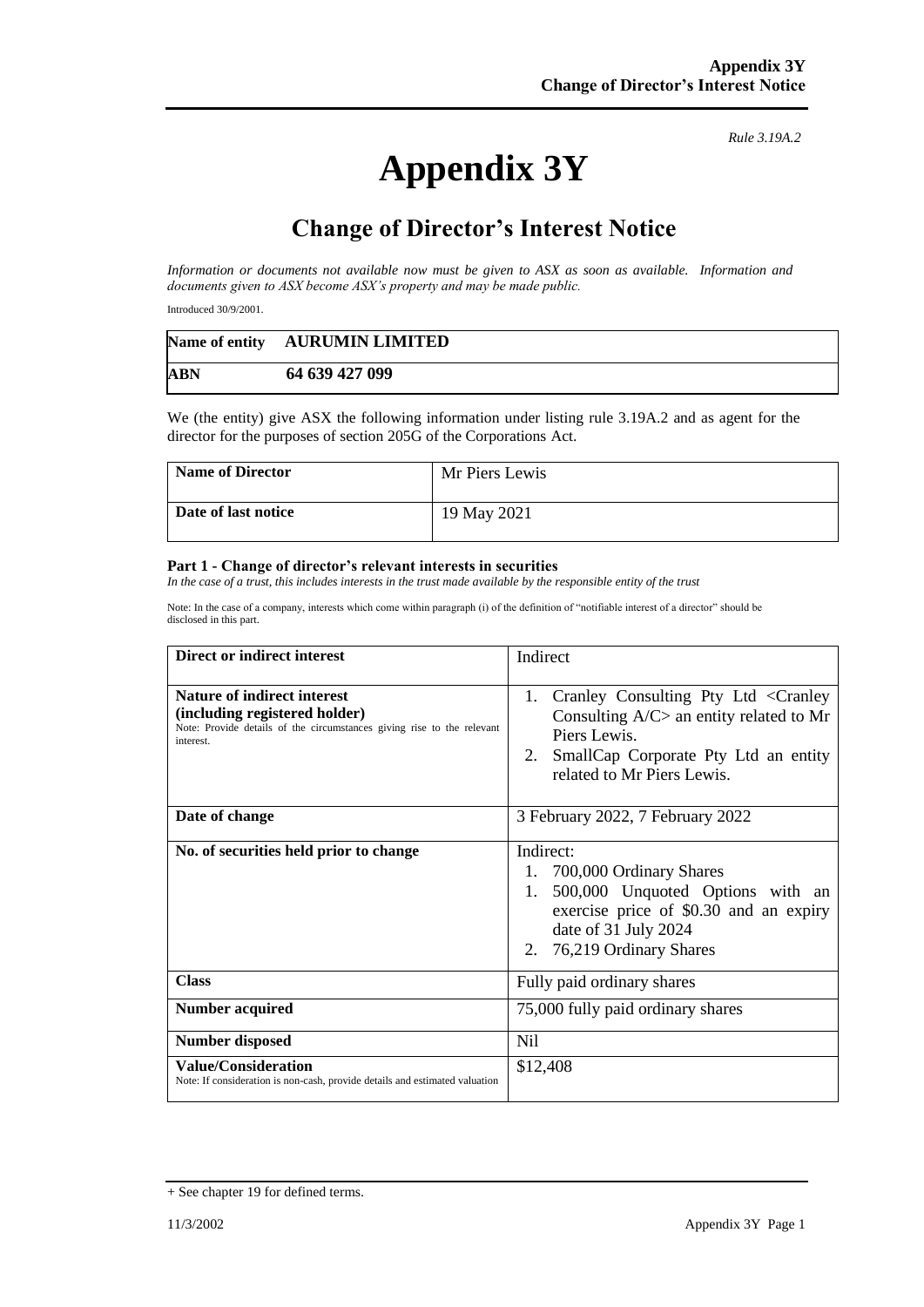*Rule 3.19A.2*

# Appendix 3Y

## Change of Director's Interest Notice

*Information or documents not available now must be given to ASX as soon as available. Information and documents given to ASX become ASX's property and may be made public.*

Introduced 30/9/2001.

| **Name of entity** | **AURUMIN LIMITED** |
|---|---|
| **ABN** | **64 639 427 099** |

We (the entity) give ASX the following information under listing rule 3.19A.2 and as agent for the director for the purposes of section 205G of the Corporations Act.

| **Name of Director** | Mr Piers Lewis |
|---|---|
| **Date of last notice** | 19 May 2021 |

**Part 1 - Change of director's relevant interests in securities**

*In the case of a trust, this includes interests in the trust made available by the responsible entity of the trust*

Note: In the case of a company, interests which come within paragraph (i) of the definition of "notifiable interest of a director" should be disclosed in this part.

| **Direct or indirect interest** | Indirect |
|---|---|
| **Nature of indirect interest (including registered holder)**<br>Note: Provide details of the circumstances giving rise to the relevant interest. | 1. Cranley Consulting Pty Ltd <Cranley Consulting A/C> an entity related to Mr Piers Lewis.<br>2. SmallCap Corporate Pty Ltd an entity related to Mr Piers Lewis. |
| **Date of change** | 3 February 2022, 7 February 2022 |
| **No. of securities held prior to change** | Indirect:<br>1. 700,000 Ordinary Shares<br>1. 500,000 Unquoted Options with an exercise price of $0.30 and an expiry date of 31 July 2024<br>2. 76,219 Ordinary Shares |
| **Class** | Fully paid ordinary shares |
| **Number acquired** | 75,000 fully paid ordinary shares |
| **Number disposed** | Nil |
| **Value/Consideration**<br>Note: If consideration is non-cash, provide details and estimated valuation | $12,408 |

+ See chapter 19 for defined terms.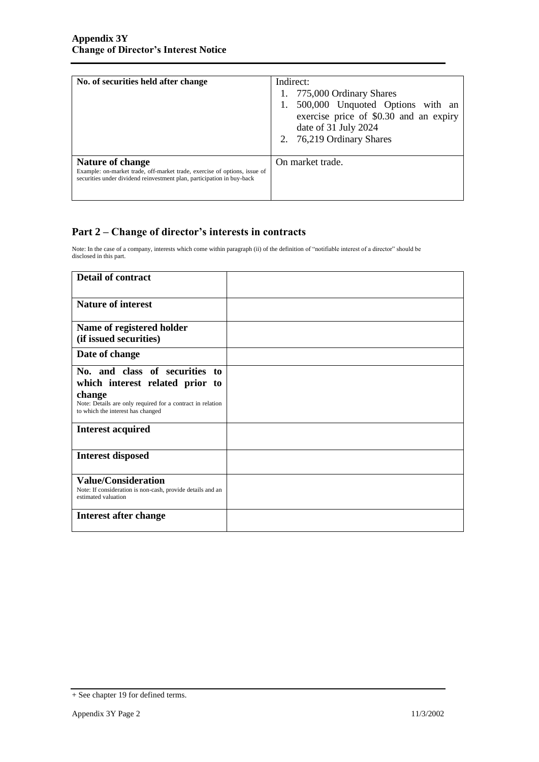| | |
|---|---|
| **No. of securities held after change** | Indirect:<br>1. 775,000 Ordinary Shares<br>1. 500,000 Unquoted Options with an exercise price of $0.30 and an expiry date of 31 July 2024<br>2. 76,219 Ordinary Shares |
| **Nature of change**<br>Example: on-market trade, off-market trade, exercise of options, issue of securities under dividend reinvestment plan, participation in buy-back | On market trade. |

## Part 2 – Change of director's interests in contracts

Note: In the case of a company, interests which come within paragraph (ii) of the definition of "notifiable interest of a director" should be disclosed in this part.

| | |
|---|---|
| **Detail of contract** | |
| **Nature of interest** | |
| **Name of registered holder (if issued securities)** | |
| **Date of change** | |
| **No. and class of securities to which interest related prior to change**<br>Note: Details are only required for a contract in relation to which the interest has changed | |
| **Interest acquired** | |
| **Interest disposed** | |
| **Value/Consideration**<br>Note: If consideration is non-cash, provide details and an estimated valuation | |
| **Interest after change** | |

+ See chapter 19 for defined terms.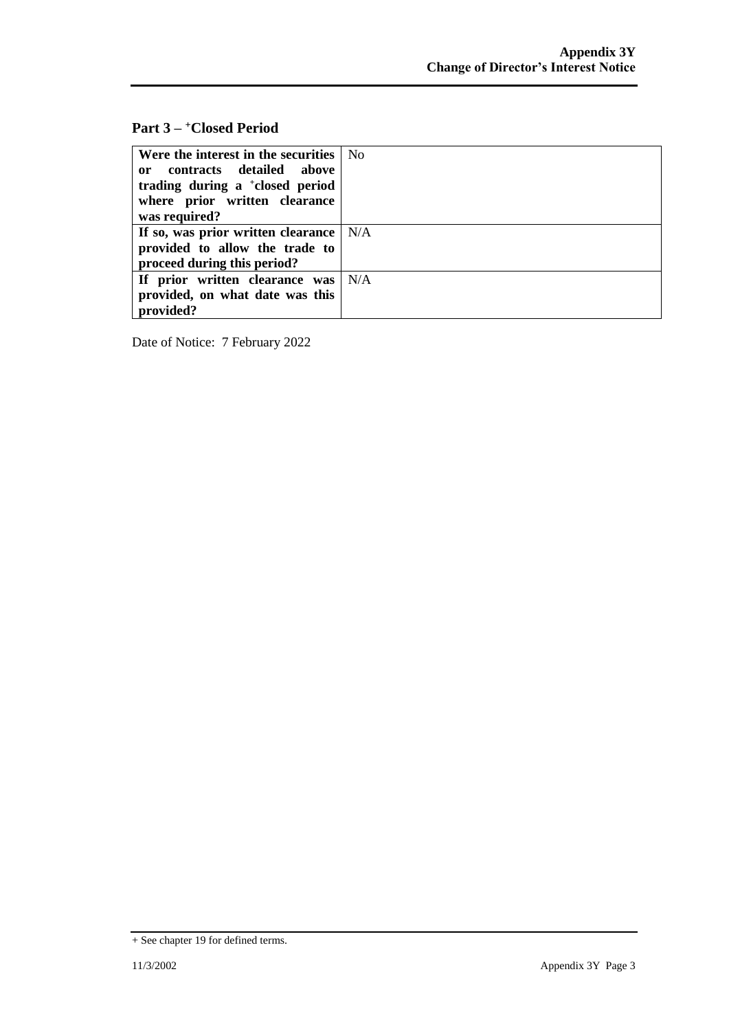## Part 3 – +Closed Period

| | |
|---|---|
| **Were the interest in the securities or contracts detailed above trading during a +closed period where prior written clearance was required?** | No |
| **If so, was prior written clearance provided to allow the trade to proceed during this period?** | N/A |
| **If prior written clearance was provided, on what date was this provided?** | N/A |

Date of Notice: 7 February 2022

+ See chapter 19 for defined terms.